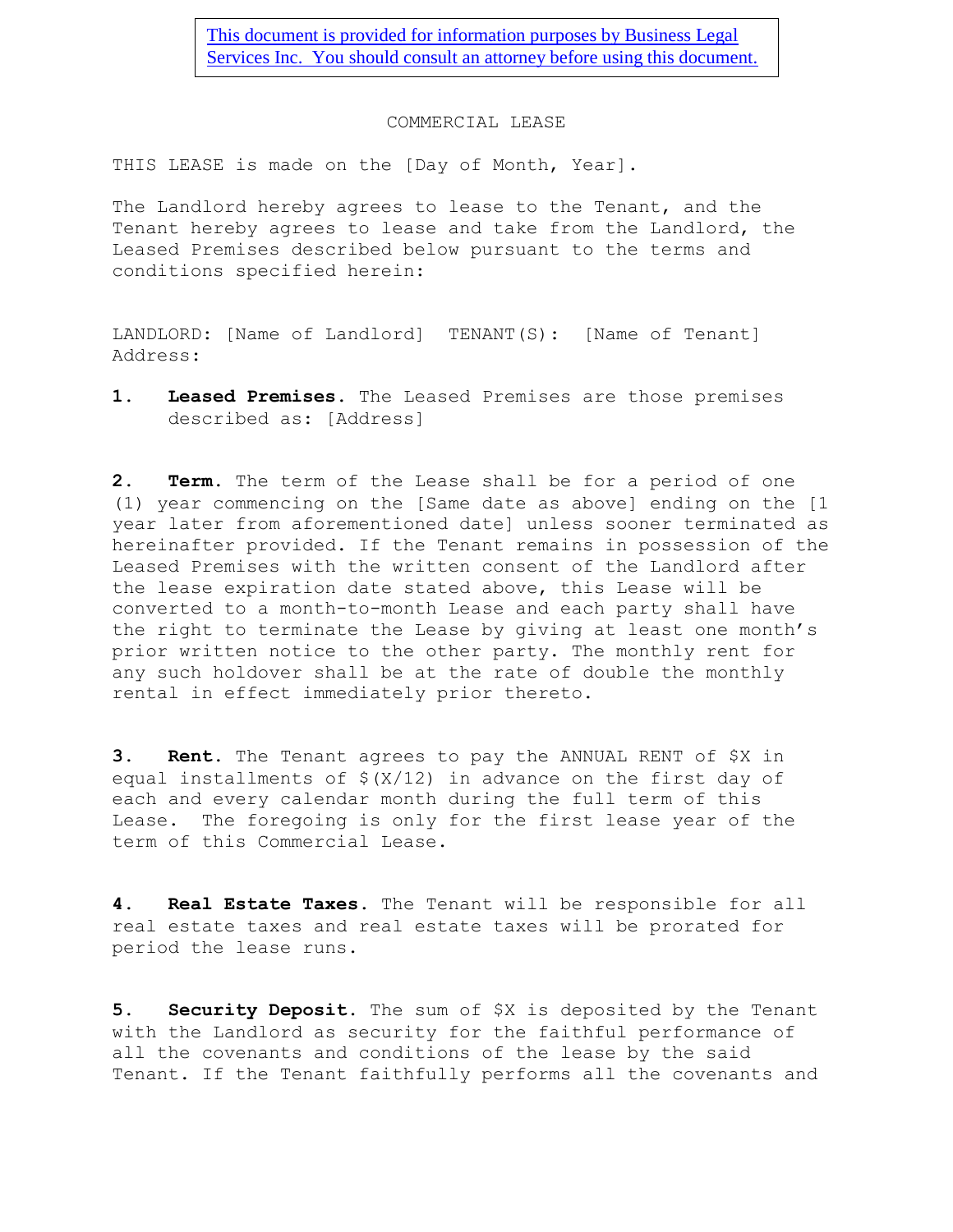This document is provided for information purposes by Business Legal Services Inc. You should consult an attorney before using this document.

# COMMERCIAL LEASE

THIS LEASE is made on the [Day of Month, Year].

The Landlord hereby agrees to lease to the Tenant, and the Tenant hereby agrees to lease and take from the Landlord, the Leased Premises described below pursuant to the terms and conditions specified herein:

LANDLORD: [Name of Landlord] TENANT(S): [Name of Tenant]
Address:

**1. Leased Premises.** The Leased Premises are those premises described as: [Address]

**2. Term.** The term of the Lease shall be for a period of one (1) year commencing on the [Same date as above] ending on the [1 year later from aforementioned date] unless sooner terminated as hereinafter provided. If the Tenant remains in possession of the Leased Premises with the written consent of the Landlord after the lease expiration date stated above, this Lease will be converted to a month-to-month Lease and each party shall have the right to terminate the Lease by giving at least one month's prior written notice to the other party. The monthly rent for any such holdover shall be at the rate of double the monthly rental in effect immediately prior thereto.

**3. Rent.** The Tenant agrees to pay the ANNUAL RENT of $X in equal installments of $(X/12) in advance on the first day of each and every calendar month during the full term of this Lease. The foregoing is only for the first lease year of the term of this Commercial Lease.

**4. Real Estate Taxes.** The Tenant will be responsible for all real estate taxes and real estate taxes will be prorated for period the lease runs.

**5. Security Deposit.** The sum of $X is deposited by the Tenant with the Landlord as security for the faithful performance of all the covenants and conditions of the lease by the said Tenant. If the Tenant faithfully performs all the covenants and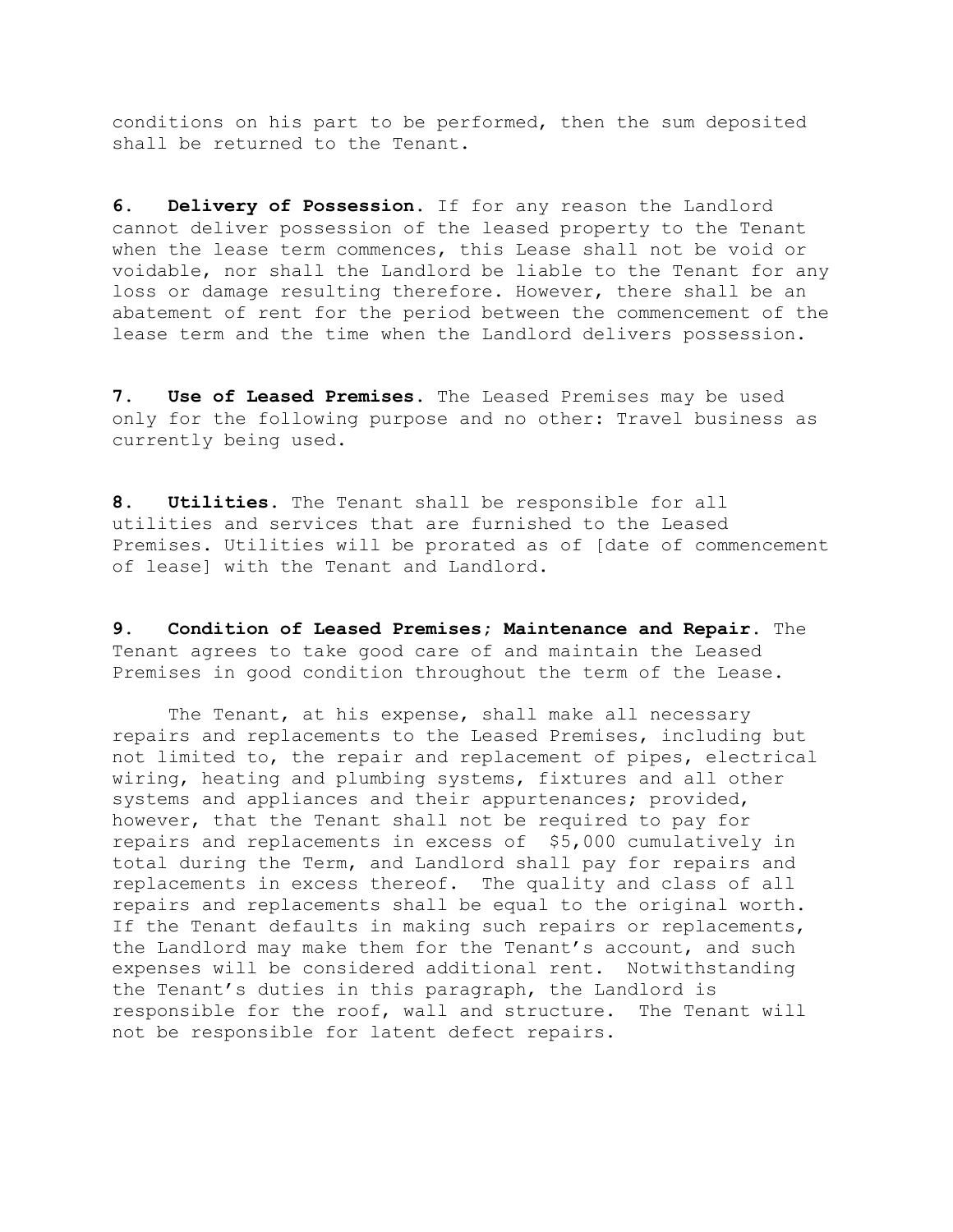conditions on his part to be performed, then the sum deposited shall be returned to the Tenant.

**6. Delivery of Possession.** If for any reason the Landlord cannot deliver possession of the leased property to the Tenant when the lease term commences, this Lease shall not be void or voidable, nor shall the Landlord be liable to the Tenant for any loss or damage resulting therefore. However, there shall be an abatement of rent for the period between the commencement of the lease term and the time when the Landlord delivers possession.

**7. Use of Leased Premises.** The Leased Premises may be used only for the following purpose and no other: Travel business as currently being used.

**8. Utilities.** The Tenant shall be responsible for all utilities and services that are furnished to the Leased Premises. Utilities will be prorated as of [date of commencement of lease] with the Tenant and Landlord.

**9. Condition of Leased Premises; Maintenance and Repair.** The Tenant agrees to take good care of and maintain the Leased Premises in good condition throughout the term of the Lease.

The Tenant, at his expense, shall make all necessary repairs and replacements to the Leased Premises, including but not limited to, the repair and replacement of pipes, electrical wiring, heating and plumbing systems, fixtures and all other systems and appliances and their appurtenances; provided, however, that the Tenant shall not be required to pay for repairs and replacements in excess of $5,000 cumulatively in total during the Term, and Landlord shall pay for repairs and replacements in excess thereof. The quality and class of all repairs and replacements shall be equal to the original worth. If the Tenant defaults in making such repairs or replacements, the Landlord may make them for the Tenant's account, and such expenses will be considered additional rent. Notwithstanding the Tenant's duties in this paragraph, the Landlord is responsible for the roof, wall and structure. The Tenant will not be responsible for latent defect repairs.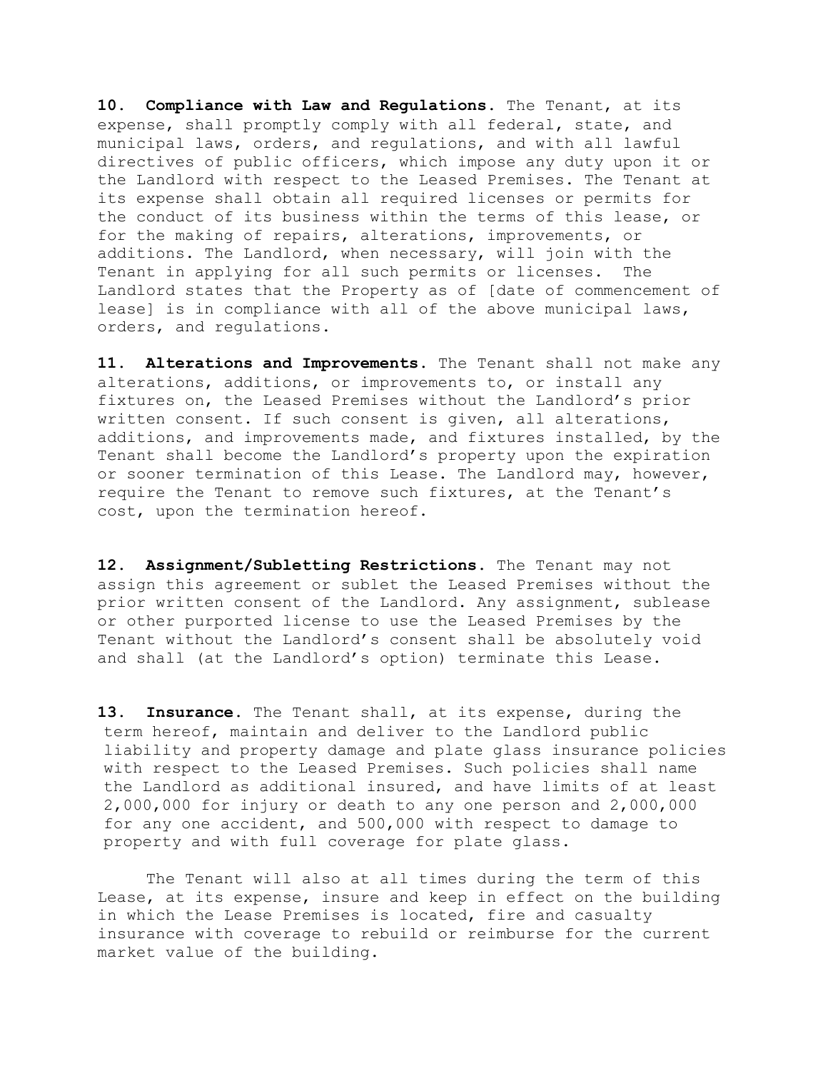**10. Compliance with Law and Regulations.** The Tenant, at its expense, shall promptly comply with all federal, state, and municipal laws, orders, and regulations, and with all lawful directives of public officers, which impose any duty upon it or the Landlord with respect to the Leased Premises. The Tenant at its expense shall obtain all required licenses or permits for the conduct of its business within the terms of this lease, or for the making of repairs, alterations, improvements, or additions. The Landlord, when necessary, will join with the Tenant in applying for all such permits or licenses. The Landlord states that the Property as of [date of commencement of lease] is in compliance with all of the above municipal laws, orders, and regulations.

**11. Alterations and Improvements.** The Tenant shall not make any alterations, additions, or improvements to, or install any fixtures on, the Leased Premises without the Landlord's prior written consent. If such consent is given, all alterations, additions, and improvements made, and fixtures installed, by the Tenant shall become the Landlord's property upon the expiration or sooner termination of this Lease. The Landlord may, however, require the Tenant to remove such fixtures, at the Tenant's cost, upon the termination hereof.

**12. Assignment/Subletting Restrictions.** The Tenant may not assign this agreement or sublet the Leased Premises without the prior written consent of the Landlord. Any assignment, sublease or other purported license to use the Leased Premises by the Tenant without the Landlord's consent shall be absolutely void and shall (at the Landlord's option) terminate this Lease.

**13. Insurance.** The Tenant shall, at its expense, during the term hereof, maintain and deliver to the Landlord public liability and property damage and plate glass insurance policies with respect to the Leased Premises. Such policies shall name the Landlord as additional insured, and have limits of at least 2,000,000 for injury or death to any one person and 2,000,000 for any one accident, and 500,000 with respect to damage to property and with full coverage for plate glass.

The Tenant will also at all times during the term of this Lease, at its expense, insure and keep in effect on the building in which the Lease Premises is located, fire and casualty insurance with coverage to rebuild or reimburse for the current market value of the building.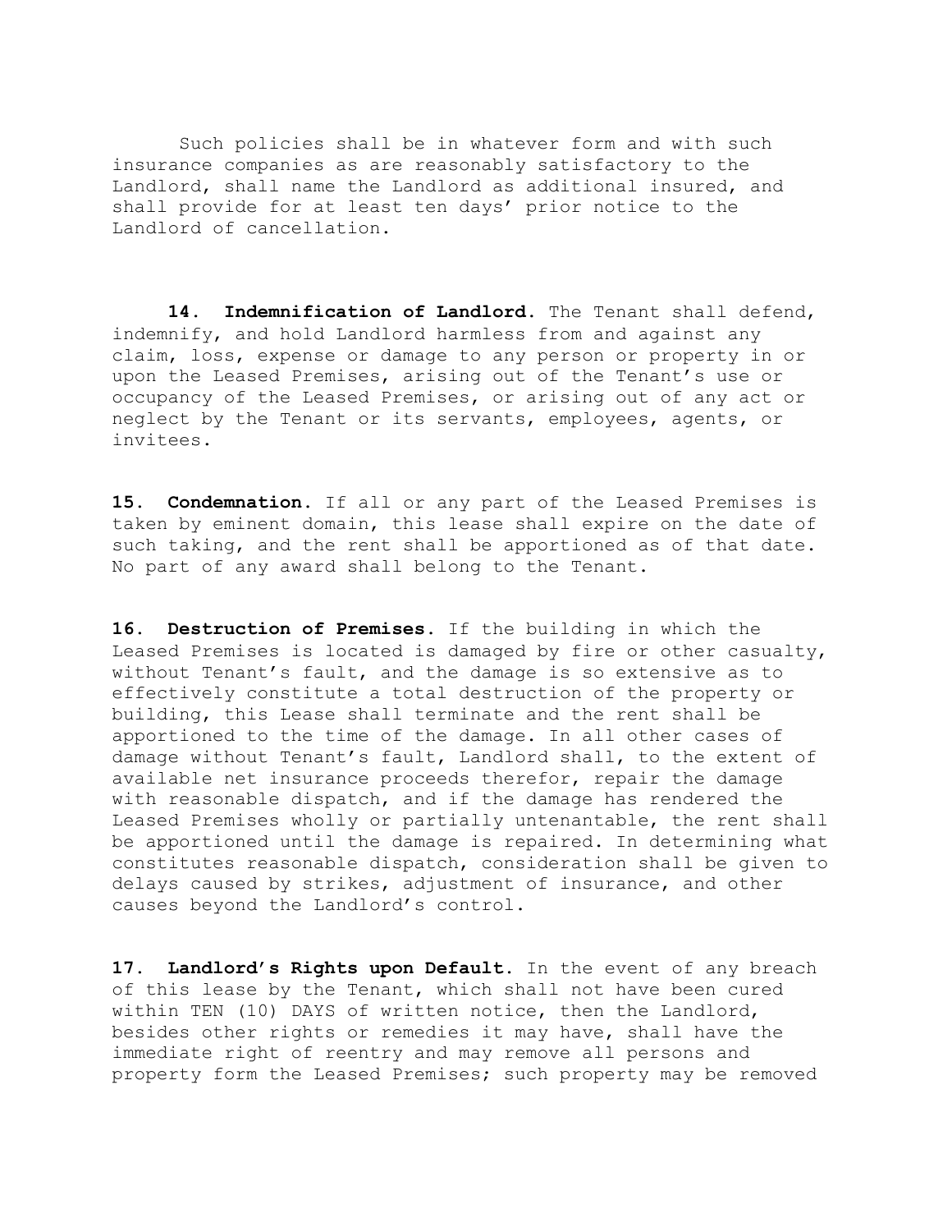Such policies shall be in whatever form and with such insurance companies as are reasonably satisfactory to the Landlord, shall name the Landlord as additional insured, and shall provide for at least ten days' prior notice to the Landlord of cancellation.

**14. Indemnification of Landlord.** The Tenant shall defend, indemnify, and hold Landlord harmless from and against any claim, loss, expense or damage to any person or property in or upon the Leased Premises, arising out of the Tenant's use or occupancy of the Leased Premises, or arising out of any act or neglect by the Tenant or its servants, employees, agents, or invitees.

**15. Condemnation.** If all or any part of the Leased Premises is taken by eminent domain, this lease shall expire on the date of such taking, and the rent shall be apportioned as of that date. No part of any award shall belong to the Tenant.

**16. Destruction of Premises.** If the building in which the Leased Premises is located is damaged by fire or other casualty, without Tenant's fault, and the damage is so extensive as to effectively constitute a total destruction of the property or building, this Lease shall terminate and the rent shall be apportioned to the time of the damage. In all other cases of damage without Tenant's fault, Landlord shall, to the extent of available net insurance proceeds therefor, repair the damage with reasonable dispatch, and if the damage has rendered the Leased Premises wholly or partially untenantable, the rent shall be apportioned until the damage is repaired. In determining what constitutes reasonable dispatch, consideration shall be given to delays caused by strikes, adjustment of insurance, and other causes beyond the Landlord's control.

**17. Landlord's Rights upon Default.** In the event of any breach of this lease by the Tenant, which shall not have been cured within TEN (10) DAYS of written notice, then the Landlord, besides other rights or remedies it may have, shall have the immediate right of reentry and may remove all persons and property form the Leased Premises; such property may be removed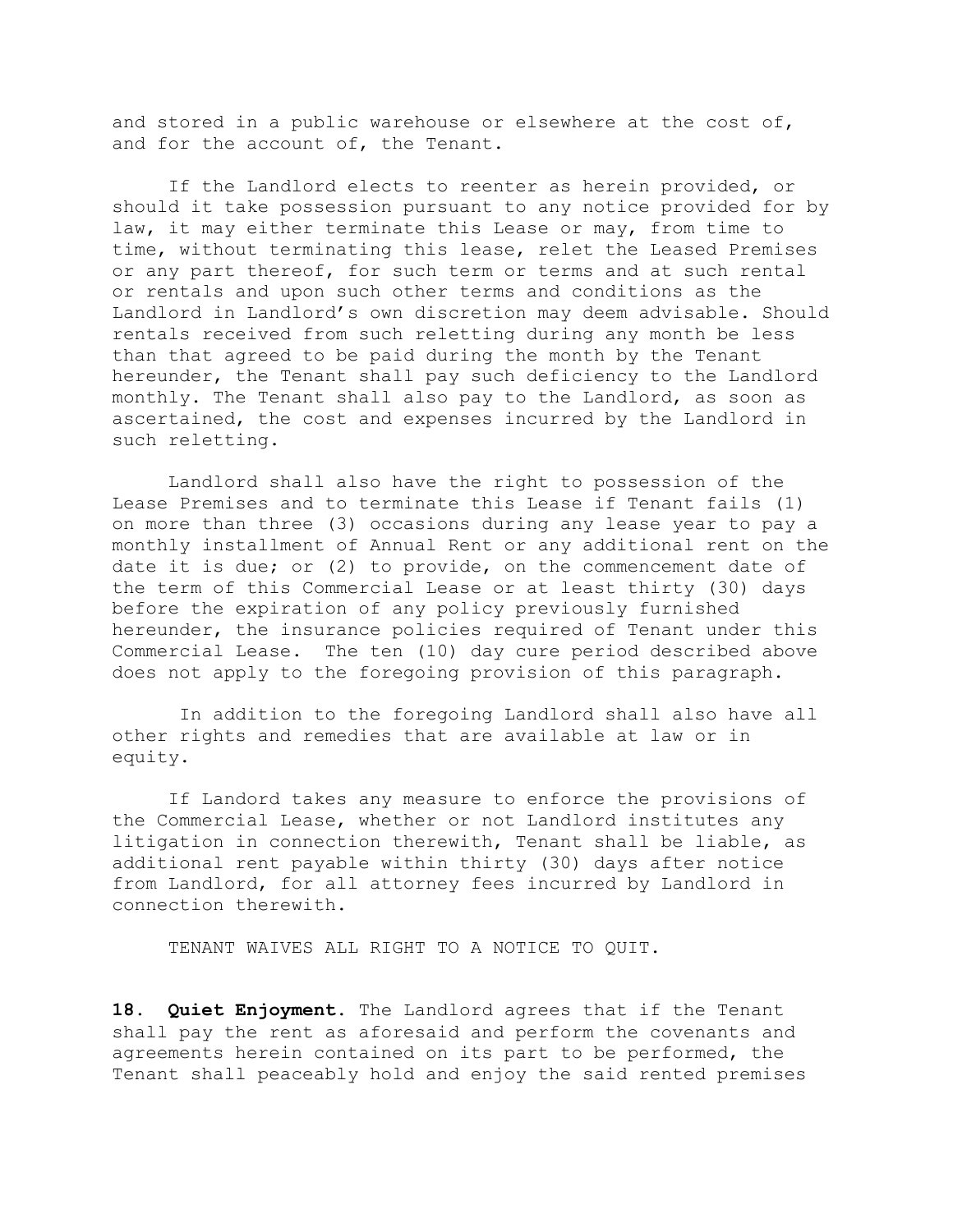and stored in a public warehouse or elsewhere at the cost of, and for the account of, the Tenant.

If the Landlord elects to reenter as herein provided, or should it take possession pursuant to any notice provided for by law, it may either terminate this Lease or may, from time to time, without terminating this lease, relet the Leased Premises or any part thereof, for such term or terms and at such rental or rentals and upon such other terms and conditions as the Landlord in Landlord's own discretion may deem advisable. Should rentals received from such reletting during any month be less than that agreed to be paid during the month by the Tenant hereunder, the Tenant shall pay such deficiency to the Landlord monthly. The Tenant shall also pay to the Landlord, as soon as ascertained, the cost and expenses incurred by the Landlord in such reletting.

Landlord shall also have the right to possession of the Lease Premises and to terminate this Lease if Tenant fails (1) on more than three (3) occasions during any lease year to pay a monthly installment of Annual Rent or any additional rent on the date it is due; or (2) to provide, on the commencement date of the term of this Commercial Lease or at least thirty (30) days before the expiration of any policy previously furnished hereunder, the insurance policies required of Tenant under this Commercial Lease. The ten (10) day cure period described above does not apply to the foregoing provision of this paragraph.

In addition to the foregoing Landlord shall also have all other rights and remedies that are available at law or in equity.

If Landord takes any measure to enforce the provisions of the Commercial Lease, whether or not Landlord institutes any litigation in connection therewith, Tenant shall be liable, as additional rent payable within thirty (30) days after notice from Landlord, for all attorney fees incurred by Landlord in connection therewith.

TENANT WAIVES ALL RIGHT TO A NOTICE TO QUIT.

**18. Quiet Enjoyment.** The Landlord agrees that if the Tenant shall pay the rent as aforesaid and perform the covenants and agreements herein contained on its part to be performed, the Tenant shall peaceably hold and enjoy the said rented premises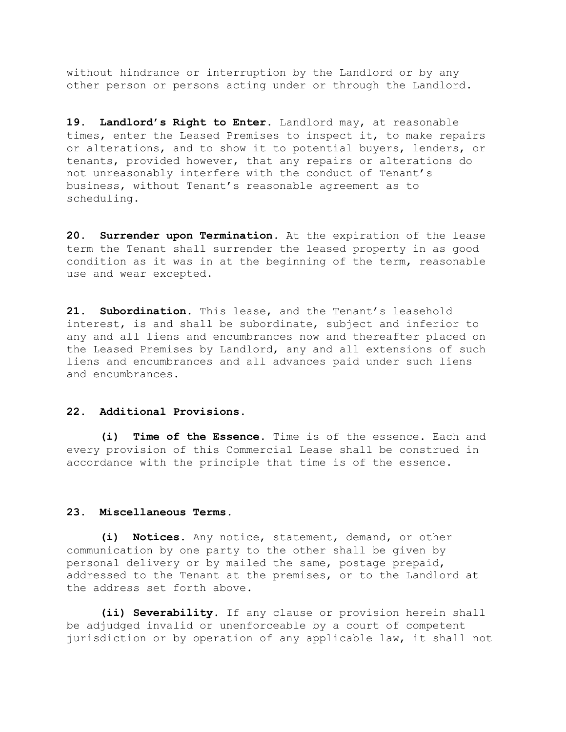without hindrance or interruption by the Landlord or by any other person or persons acting under or through the Landlord.

**19. Landlord's Right to Enter.** Landlord may, at reasonable times, enter the Leased Premises to inspect it, to make repairs or alterations, and to show it to potential buyers, lenders, or tenants, provided however, that any repairs or alterations do not unreasonably interfere with the conduct of Tenant's business, without Tenant's reasonable agreement as to scheduling.

**20. Surrender upon Termination.** At the expiration of the lease term the Tenant shall surrender the leased property in as good condition as it was in at the beginning of the term, reasonable use and wear excepted.

**21. Subordination.** This lease, and the Tenant's leasehold interest, is and shall be subordinate, subject and inferior to any and all liens and encumbrances now and thereafter placed on the Leased Premises by Landlord, any and all extensions of such liens and encumbrances and all advances paid under such liens and encumbrances.

**22. Additional Provisions.**

**(i) Time of the Essence.** Time is of the essence. Each and every provision of this Commercial Lease shall be construed in accordance with the principle that time is of the essence.

**23. Miscellaneous Terms.**

**(i) Notices.** Any notice, statement, demand, or other communication by one party to the other shall be given by personal delivery or by mailed the same, postage prepaid, addressed to the Tenant at the premises, or to the Landlord at the address set forth above.

**(ii) Severability.** If any clause or provision herein shall be adjudged invalid or unenforceable by a court of competent jurisdiction or by operation of any applicable law, it shall not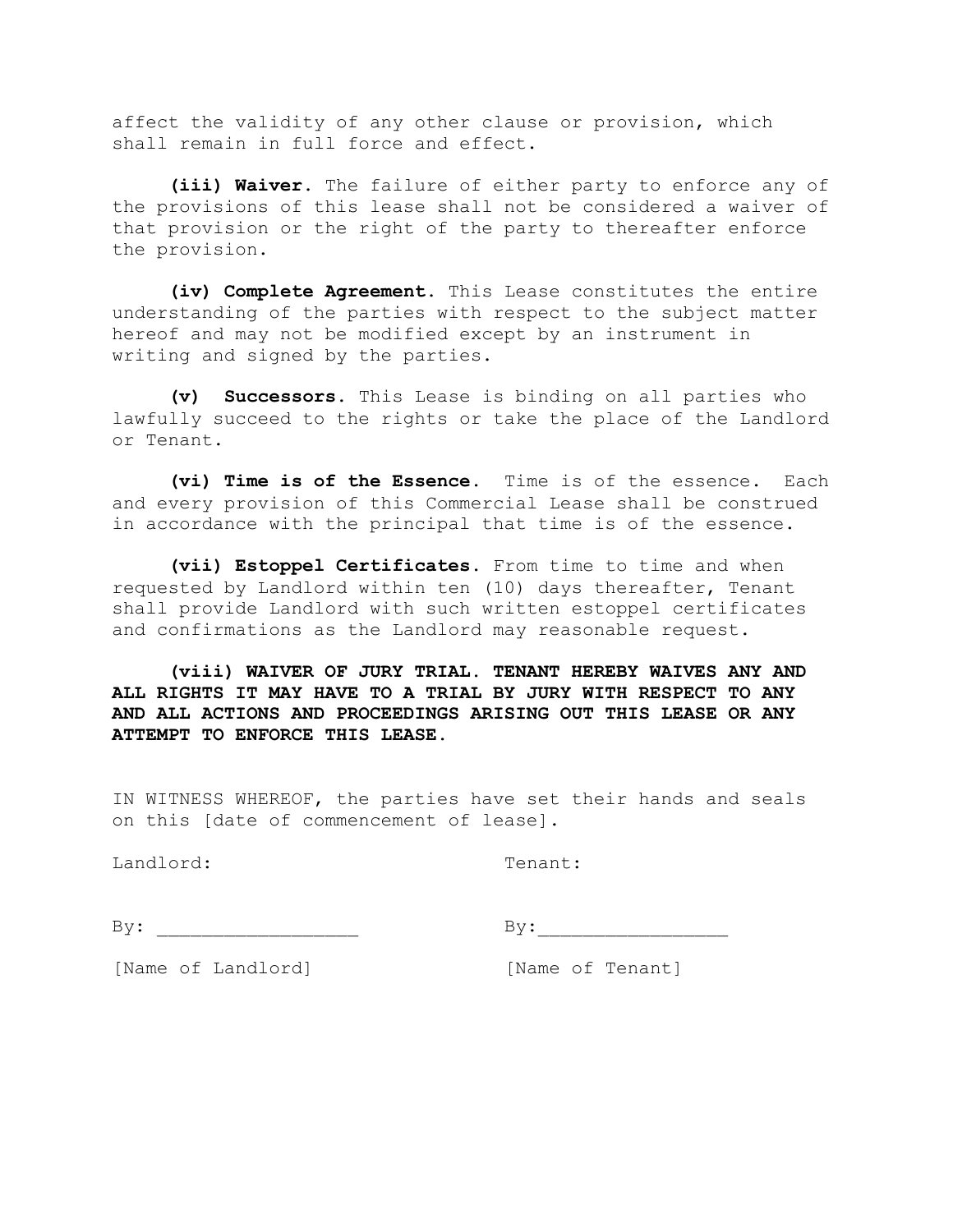affect the validity of any other clause or provision, which shall remain in full force and effect.

**(iii) Waiver.** The failure of either party to enforce any of the provisions of this lease shall not be considered a waiver of that provision or the right of the party to thereafter enforce the provision.

**(iv) Complete Agreement.** This Lease constitutes the entire understanding of the parties with respect to the subject matter hereof and may not be modified except by an instrument in writing and signed by the parties.

**(v) Successors.** This Lease is binding on all parties who lawfully succeed to the rights or take the place of the Landlord or Tenant.

**(vi) Time is of the Essence.** Time is of the essence. Each and every provision of this Commercial Lease shall be construed in accordance with the principal that time is of the essence.

**(vii) Estoppel Certificates.** From time to time and when requested by Landlord within ten (10) days thereafter, Tenant shall provide Landlord with such written estoppel certificates and confirmations as the Landlord may reasonable request.

**(viii) WAIVER OF JURY TRIAL. TENANT HEREBY WAIVES ANY AND ALL RIGHTS IT MAY HAVE TO A TRIAL BY JURY WITH RESPECT TO ANY AND ALL ACTIONS AND PROCEEDINGS ARISING OUT THIS LEASE OR ANY ATTEMPT TO ENFORCE THIS LEASE.**

IN WITNESS WHEREOF, the parties have set their hands and seals on this [date of commencement of lease].

| Landlord: | Tenant: |
|---|---|
| By: __________________ | By:_________________ |
| [Name of Landlord] | [Name of Tenant] |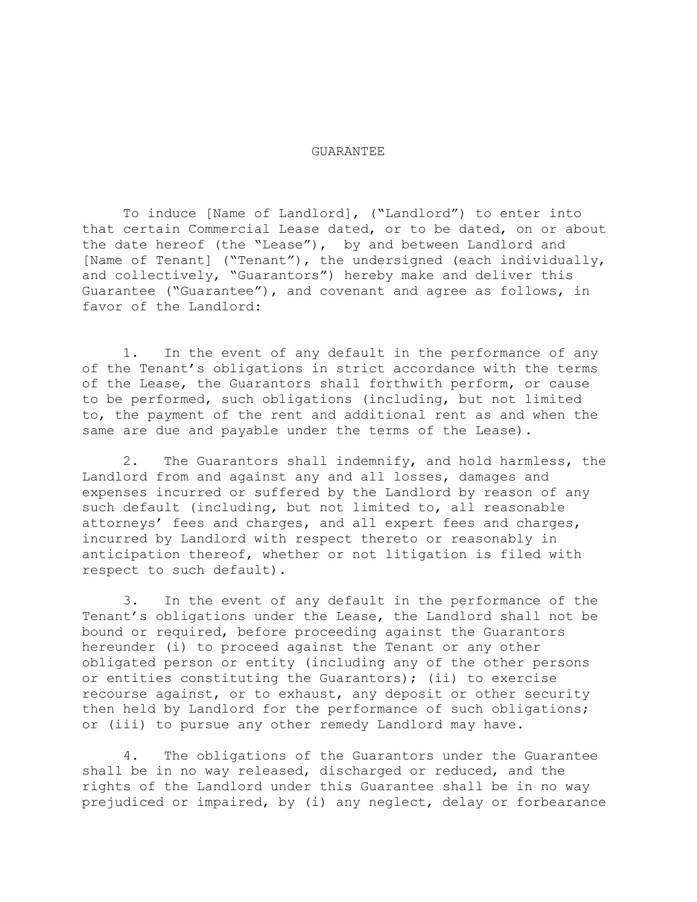# GUARANTEE

To induce [Name of Landlord], ("Landlord") to enter into that certain Commercial Lease dated, or to be dated, on or about the date hereof (the "Lease"), by and between Landlord and [Name of Tenant] ("Tenant"), the undersigned (each individually, and collectively, "Guarantors") hereby make and deliver this Guarantee ("Guarantee"), and covenant and agree as follows, in favor of the Landlord:

1. In the event of any default in the performance of any of the Tenant's obligations in strict accordance with the terms of the Lease, the Guarantors shall forthwith perform, or cause to be performed, such obligations (including, but not limited to, the payment of the rent and additional rent as and when the same are due and payable under the terms of the Lease).

2. The Guarantors shall indemnify, and hold harmless, the Landlord from and against any and all losses, damages and expenses incurred or suffered by the Landlord by reason of any such default (including, but not limited to, all reasonable attorneys' fees and charges, and all expert fees and charges, incurred by Landlord with respect thereto or reasonably in anticipation thereof, whether or not litigation is filed with respect to such default).

3. In the event of any default in the performance of the Tenant's obligations under the Lease, the Landlord shall not be bound or required, before proceeding against the Guarantors hereunder (i) to proceed against the Tenant or any other obligated person or entity (including any of the other persons or entities constituting the Guarantors); (ii) to exercise recourse against, or to exhaust, any deposit or other security then held by Landlord for the performance of such obligations; or (iii) to pursue any other remedy Landlord may have.

4. The obligations of the Guarantors under the Guarantee shall be in no way released, discharged or reduced, and the rights of the Landlord under this Guarantee shall be in no way prejudiced or impaired, by (i) any neglect, delay or forbearance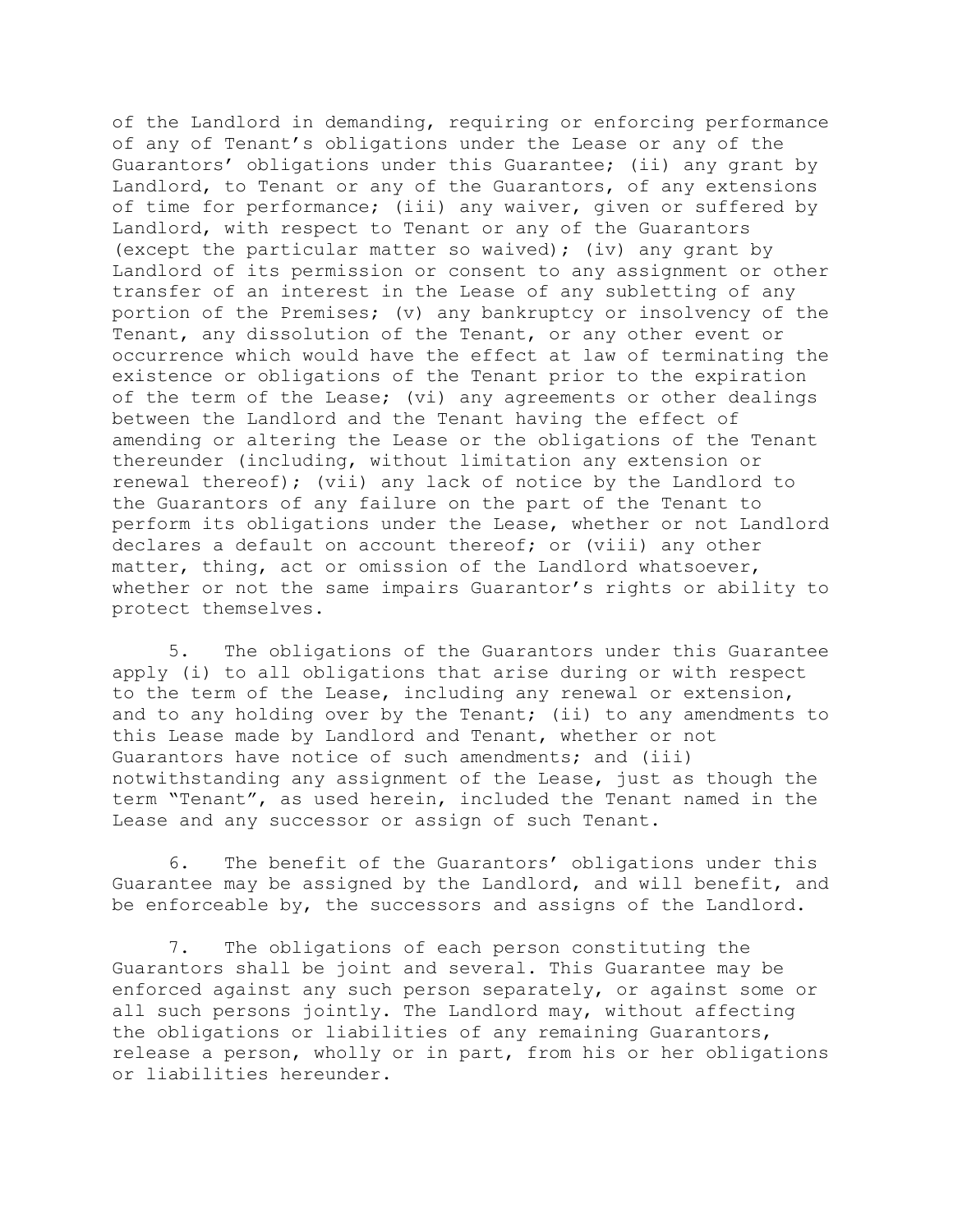of the Landlord in demanding, requiring or enforcing performance of any of Tenant's obligations under the Lease or any of the Guarantors' obligations under this Guarantee; (ii) any grant by Landlord, to Tenant or any of the Guarantors, of any extensions of time for performance; (iii) any waiver, given or suffered by Landlord, with respect to Tenant or any of the Guarantors (except the particular matter so waived); (iv) any grant by Landlord of its permission or consent to any assignment or other transfer of an interest in the Lease of any subletting of any portion of the Premises; (v) any bankruptcy or insolvency of the Tenant, any dissolution of the Tenant, or any other event or occurrence which would have the effect at law of terminating the existence or obligations of the Tenant prior to the expiration of the term of the Lease; (vi) any agreements or other dealings between the Landlord and the Tenant having the effect of amending or altering the Lease or the obligations of the Tenant thereunder (including, without limitation any extension or renewal thereof); (vii) any lack of notice by the Landlord to the Guarantors of any failure on the part of the Tenant to perform its obligations under the Lease, whether or not Landlord declares a default on account thereof; or (viii) any other matter, thing, act or omission of the Landlord whatsoever, whether or not the same impairs Guarantor's rights or ability to protect themselves.

5. The obligations of the Guarantors under this Guarantee apply (i) to all obligations that arise during or with respect to the term of the Lease, including any renewal or extension, and to any holding over by the Tenant; (ii) to any amendments to this Lease made by Landlord and Tenant, whether or not Guarantors have notice of such amendments; and (iii) notwithstanding any assignment of the Lease, just as though the term "Tenant", as used herein, included the Tenant named in the Lease and any successor or assign of such Tenant.

6. The benefit of the Guarantors' obligations under this Guarantee may be assigned by the Landlord, and will benefit, and be enforceable by, the successors and assigns of the Landlord.

7. The obligations of each person constituting the Guarantors shall be joint and several. This Guarantee may be enforced against any such person separately, or against some or all such persons jointly. The Landlord may, without affecting the obligations or liabilities of any remaining Guarantors, release a person, wholly or in part, from his or her obligations or liabilities hereunder.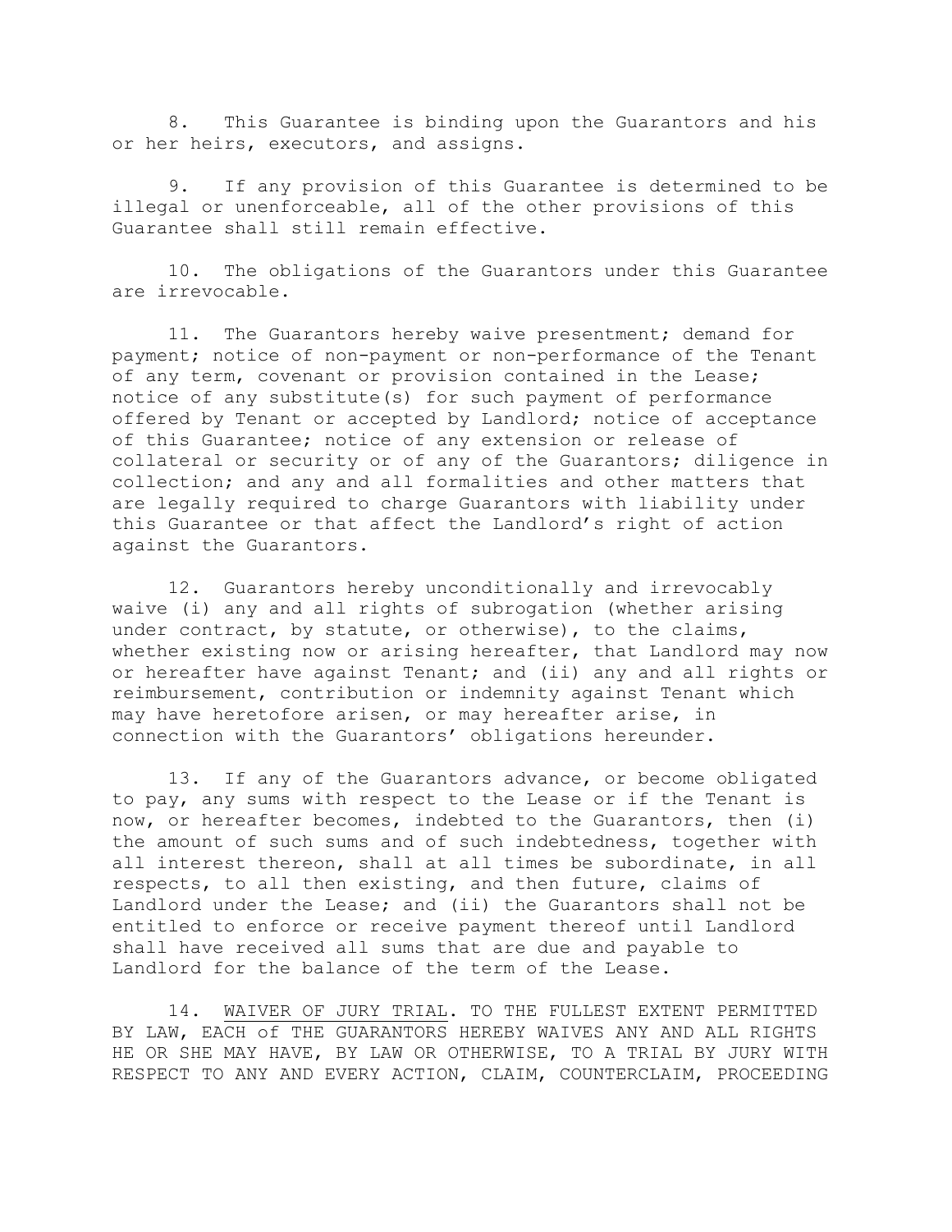8. This Guarantee is binding upon the Guarantors and his or her heirs, executors, and assigns.

9. If any provision of this Guarantee is determined to be illegal or unenforceable, all of the other provisions of this Guarantee shall still remain effective.

10. The obligations of the Guarantors under this Guarantee are irrevocable.

11. The Guarantors hereby waive presentment; demand for payment; notice of non-payment or non-performance of the Tenant of any term, covenant or provision contained in the Lease; notice of any substitute(s) for such payment of performance offered by Tenant or accepted by Landlord; notice of acceptance of this Guarantee; notice of any extension or release of collateral or security or of any of the Guarantors; diligence in collection; and any and all formalities and other matters that are legally required to charge Guarantors with liability under this Guarantee or that affect the Landlord's right of action against the Guarantors.

12. Guarantors hereby unconditionally and irrevocably waive (i) any and all rights of subrogation (whether arising under contract, by statute, or otherwise), to the claims, whether existing now or arising hereafter, that Landlord may now or hereafter have against Tenant; and (ii) any and all rights or reimbursement, contribution or indemnity against Tenant which may have heretofore arisen, or may hereafter arise, in connection with the Guarantors' obligations hereunder.

13. If any of the Guarantors advance, or become obligated to pay, any sums with respect to the Lease or if the Tenant is now, or hereafter becomes, indebted to the Guarantors, then (i) the amount of such sums and of such indebtedness, together with all interest thereon, shall at all times be subordinate, in all respects, to all then existing, and then future, claims of Landlord under the Lease; and (ii) the Guarantors shall not be entitled to enforce or receive payment thereof until Landlord shall have received all sums that are due and payable to Landlord for the balance of the term of the Lease.

14. <u>WAIVER OF JURY TRIAL</u>. TO THE FULLEST EXTENT PERMITTED BY LAW, EACH of THE GUARANTORS HEREBY WAIVES ANY AND ALL RIGHTS HE OR SHE MAY HAVE, BY LAW OR OTHERWISE, TO A TRIAL BY JURY WITH RESPECT TO ANY AND EVERY ACTION, CLAIM, COUNTERCLAIM, PROCEEDING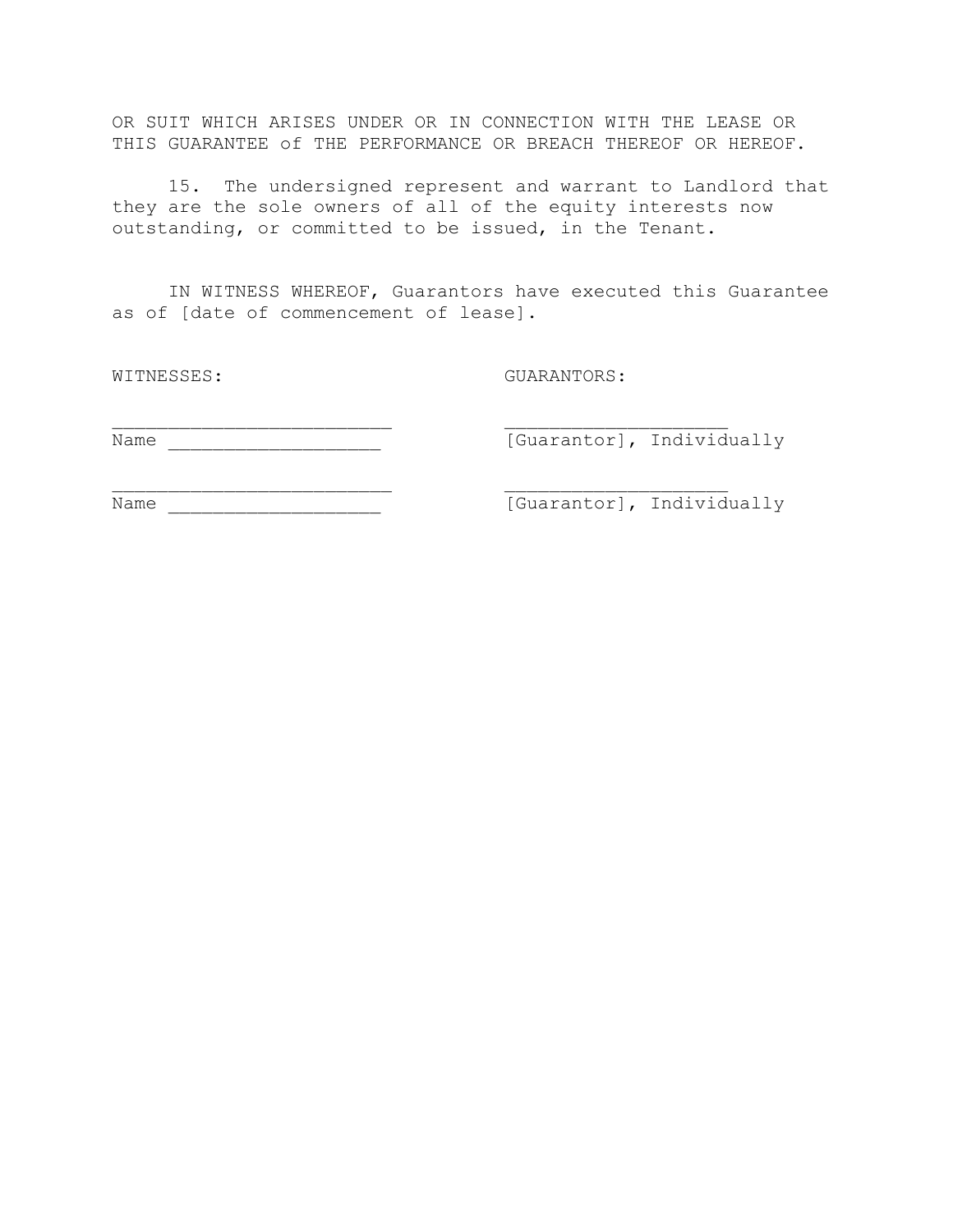OR SUIT WHICH ARISES UNDER OR IN CONNECTION WITH THE LEASE OR THIS GUARANTEE of THE PERFORMANCE OR BREACH THEREOF OR HEREOF.

15. The undersigned represent and warrant to Landlord that they are the sole owners of all of the equity interests now outstanding, or committed to be issued, in the Tenant.

IN WITNESS WHEREOF, Guarantors have executed this Guarantee as of [date of commencement of lease].

| | |
|---|---|
| WITNESSES: | GUARANTORS: |
| _________________________ | ____________________ |
| Name ___________________ | [Guarantor], Individually |
| _________________________ | ____________________ |
| Name ___________________ | [Guarantor], Individually |